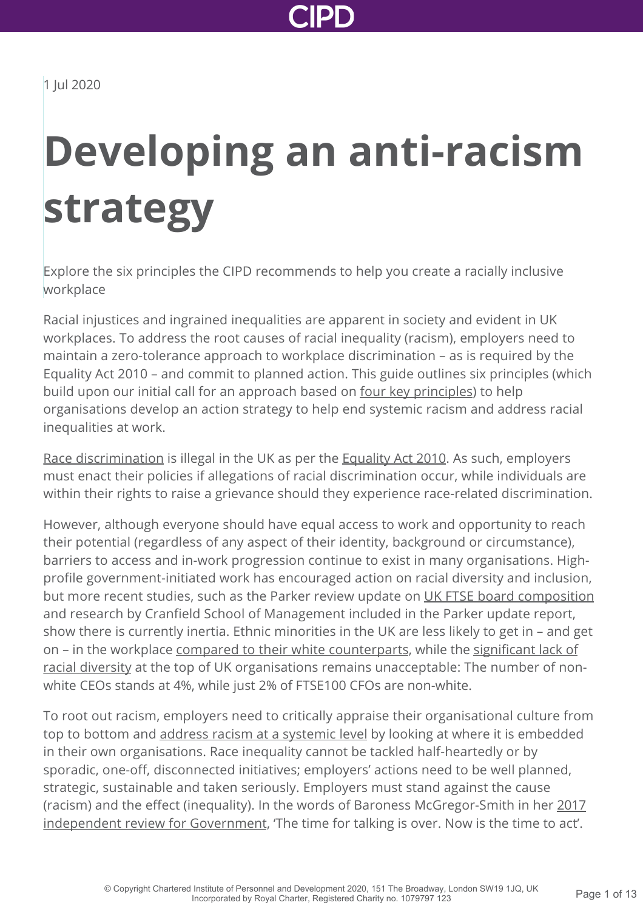1 Jul 2020

# Developing an anti-racism strategy

Explore the six principles the CIPD recommends to help you create a racially inclusive workplace

Racial injustices and ingrained inequalities are apparent in society and evident in UK workplaces. To address the root causes of racial inequality (racism), employers need to maintain a zero-tolerance approach to workplace discrimination – as is required by the Equality Act 2010 – and commit to planned action. This guide outlines six principles (which build upon our initial call for an approach based on four key principles) to help organisations develop an action strategy to help end systemic racism and address racial inequalities at work.

Race discrimination is illegal in the UK as per the Equality Act 2010. As such, employers must enact their policies if allegations of racial discrimination occur, while individuals are within their rights to raise a grievance should they experience race-related discrimination.

However, although everyone should have equal access to work and opportunity to reach their potential (regardless of any aspect of their identity, background or circumstance), barriers to access and in-work progression continue to exist in many organisations. High-profile government-initiated work has encouraged action on racial diversity and inclusion, but more recent studies, such as the Parker review update on UK FTSE board composition and research by Cranfield School of Management included in the Parker update report, show there is currently inertia. Ethnic minorities in the UK are less likely to get in – and get on – in the workplace compared to their white counterparts, while the significant lack of racial diversity at the top of UK organisations remains unacceptable: The number of non-white CEOs stands at 4%, while just 2% of FTSE100 CFOs are non-white.

To root out racism, employers need to critically appraise their organisational culture from top to bottom and address racism at a systemic level by looking at where it is embedded in their own organisations. Race inequality cannot be tackled half-heartedly or by sporadic, one-off, disconnected initiatives; employers' actions need to be well planned, strategic, sustainable and taken seriously. Employers must stand against the cause (racism) and the effect (inequality). In the words of Baroness McGregor-Smith in her 2017 independent review for Government, 'The time for talking is over. Now is the time to act'.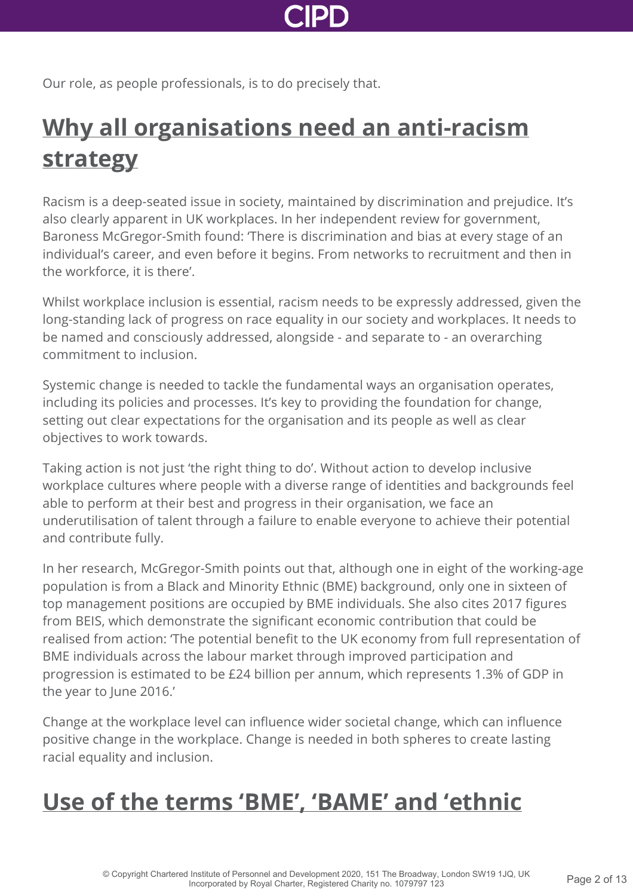Our role, as people professionals, is to do precisely that.

## Why all organisations need an anti-racism strategy

Racism is a deep-seated issue in society, maintained by discrimination and prejudice. It's also clearly apparent in UK workplaces. In her independent review for government, Baroness McGregor-Smith found: 'There is discrimination and bias at every stage of an individual's career, and even before it begins. From networks to recruitment and then in the workforce, it is there'.

Whilst workplace inclusion is essential, racism needs to be expressly addressed, given the long-standing lack of progress on race equality in our society and workplaces. It needs to be named and consciously addressed, alongside - and separate to - an overarching commitment to inclusion.

Systemic change is needed to tackle the fundamental ways an organisation operates, including its policies and processes. It's key to providing the foundation for change, setting out clear expectations for the organisation and its people as well as clear objectives to work towards.

Taking action is not just 'the right thing to do'. Without action to develop inclusive workplace cultures where people with a diverse range of identities and backgrounds feel able to perform at their best and progress in their organisation, we face an underutilisation of talent through a failure to enable everyone to achieve their potential and contribute fully.

In her research, McGregor-Smith points out that, although one in eight of the working-age population is from a Black and Minority Ethnic (BME) background, only one in sixteen of top management positions are occupied by BME individuals. She also cites 2017 figures from BEIS, which demonstrate the significant economic contribution that could be realised from action: 'The potential benefit to the UK economy from full representation of BME individuals across the labour market through improved participation and progression is estimated to be £24 billion per annum, which represents 1.3% of GDP in the year to June 2016.'

Change at the workplace level can influence wider societal change, which can influence positive change in the workplace. Change is needed in both spheres to create lasting racial equality and inclusion.

## Use of the terms 'BME', 'BAME' and 'ethnic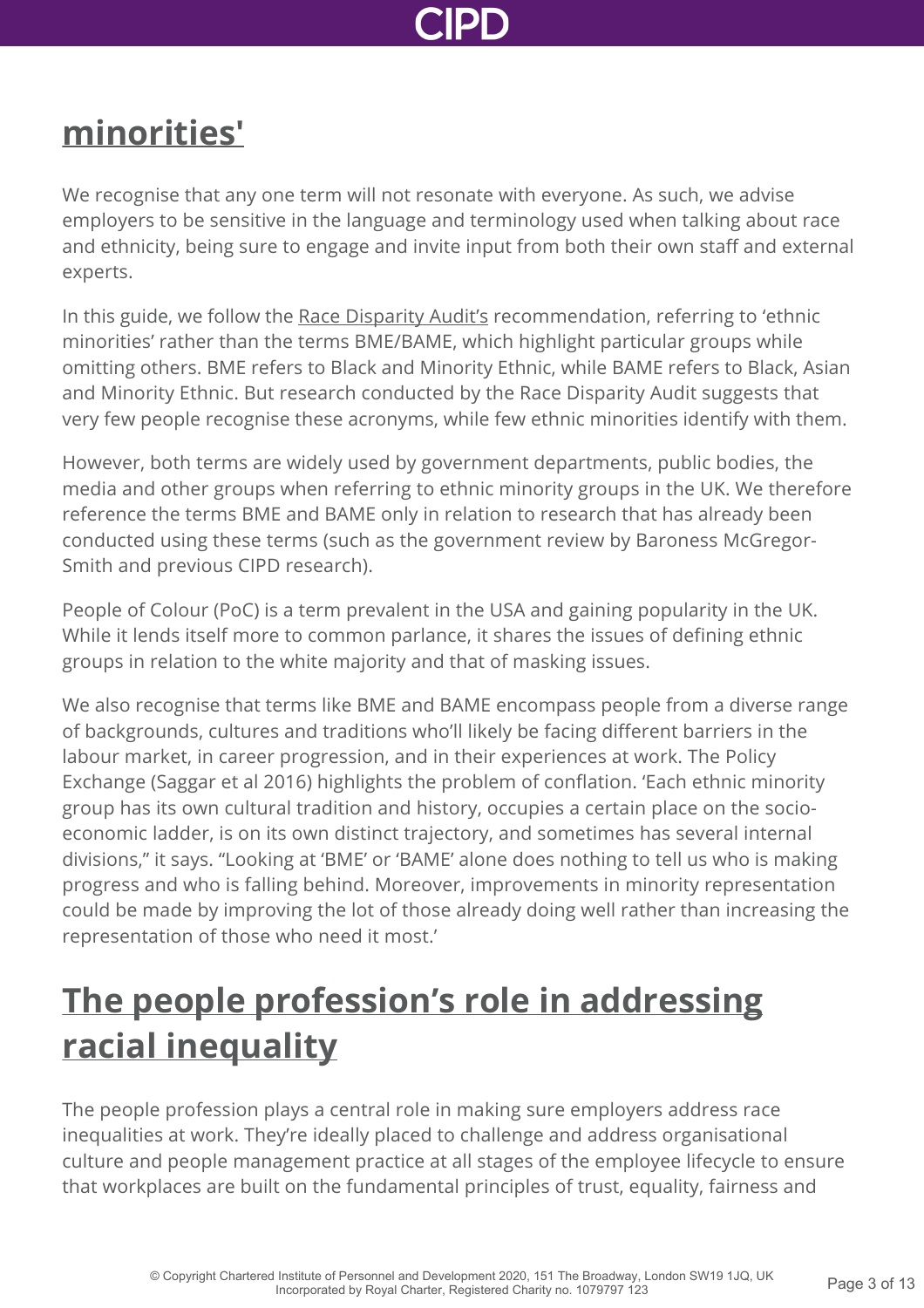## minorities'

We recognise that any one term will not resonate with everyone. As such, we advise employers to be sensitive in the language and terminology used when talking about race and ethnicity, being sure to engage and invite input from both their own staff and external experts.

In this guide, we follow the Race Disparity Audit's recommendation, referring to 'ethnic minorities' rather than the terms BME/BAME, which highlight particular groups while omitting others. BME refers to Black and Minority Ethnic, while BAME refers to Black, Asian and Minority Ethnic. But research conducted by the Race Disparity Audit suggests that very few people recognise these acronyms, while few ethnic minorities identify with them.

However, both terms are widely used by government departments, public bodies, the media and other groups when referring to ethnic minority groups in the UK. We therefore reference the terms BME and BAME only in relation to research that has already been conducted using these terms (such as the government review by Baroness McGregor-Smith and previous CIPD research).

People of Colour (PoC) is a term prevalent in the USA and gaining popularity in the UK. While it lends itself more to common parlance, it shares the issues of defining ethnic groups in relation to the white majority and that of masking issues.

We also recognise that terms like BME and BAME encompass people from a diverse range of backgrounds, cultures and traditions who'll likely be facing different barriers in the labour market, in career progression, and in their experiences at work. The Policy Exchange (Saggar et al 2016) highlights the problem of conflation. 'Each ethnic minority group has its own cultural tradition and history, occupies a certain place on the socio-economic ladder, is on its own distinct trajectory, and sometimes has several internal divisions," it says. "Looking at 'BME' or 'BAME' alone does nothing to tell us who is making progress and who is falling behind. Moreover, improvements in minority representation could be made by improving the lot of those already doing well rather than increasing the representation of those who need it most.'

## The people profession's role in addressing racial inequality

The people profession plays a central role in making sure employers address race inequalities at work. They're ideally placed to challenge and address organisational culture and people management practice at all stages of the employee lifecycle to ensure that workplaces are built on the fundamental principles of trust, equality, fairness and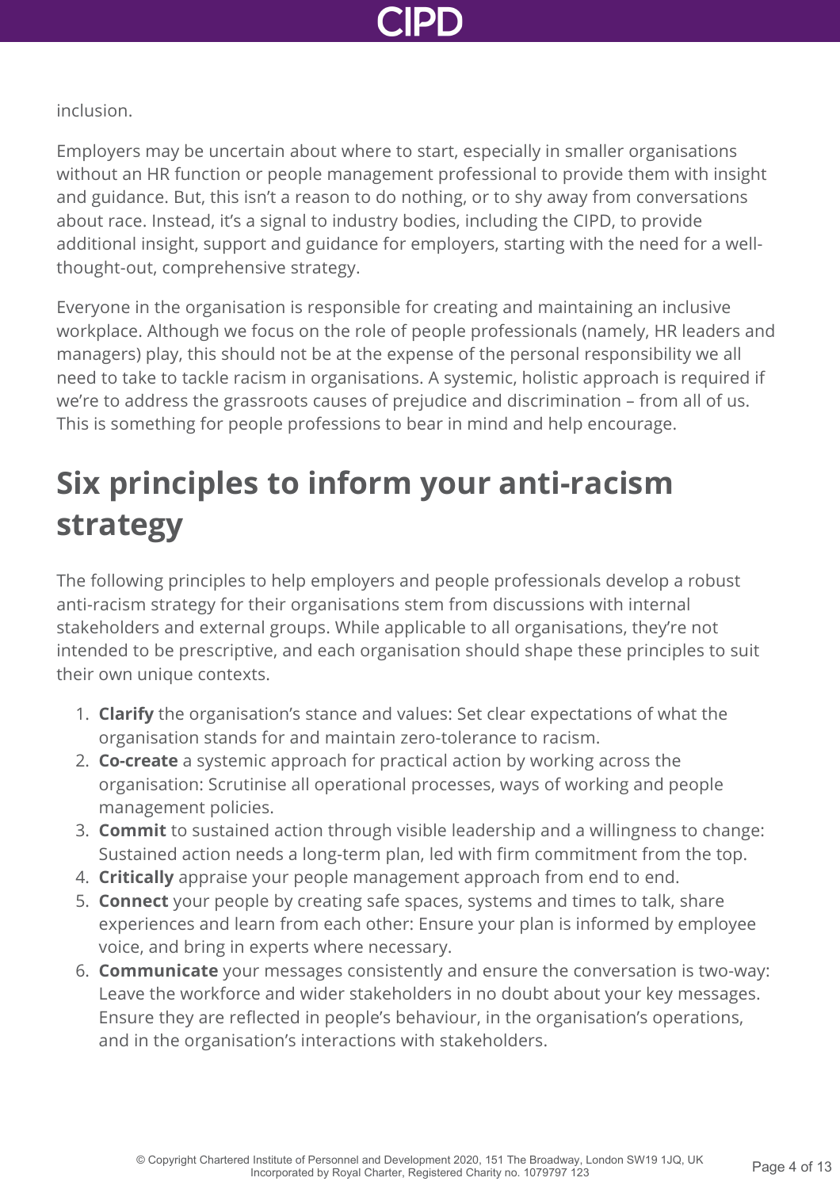inclusion.

Employers may be uncertain about where to start, especially in smaller organisations without an HR function or people management professional to provide them with insight and guidance. But, this isn't a reason to do nothing, or to shy away from conversations about race. Instead, it's a signal to industry bodies, including the CIPD, to provide additional insight, support and guidance for employers, starting with the need for a well-thought-out, comprehensive strategy.

Everyone in the organisation is responsible for creating and maintaining an inclusive workplace. Although we focus on the role of people professionals (namely, HR leaders and managers) play, this should not be at the expense of the personal responsibility we all need to take to tackle racism in organisations. A systemic, holistic approach is required if we're to address the grassroots causes of prejudice and discrimination – from all of us. This is something for people professions to bear in mind and help encourage.

## Six principles to inform your anti-racism strategy

The following principles to help employers and people professionals develop a robust anti-racism strategy for their organisations stem from discussions with internal stakeholders and external groups. While applicable to all organisations, they're not intended to be prescriptive, and each organisation should shape these principles to suit their own unique contexts.

1. **Clarify** the organisation's stance and values: Set clear expectations of what the organisation stands for and maintain zero-tolerance to racism.
2. **Co-create** a systemic approach for practical action by working across the organisation: Scrutinise all operational processes, ways of working and people management policies.
3. **Commit** to sustained action through visible leadership and a willingness to change: Sustained action needs a long-term plan, led with firm commitment from the top.
4. **Critically** appraise your people management approach from end to end.
5. **Connect** your people by creating safe spaces, systems and times to talk, share experiences and learn from each other: Ensure your plan is informed by employee voice, and bring in experts where necessary.
6. **Communicate** your messages consistently and ensure the conversation is two-way: Leave the workforce and wider stakeholders in no doubt about your key messages. Ensure they are reflected in people's behaviour, in the organisation's operations, and in the organisation's interactions with stakeholders.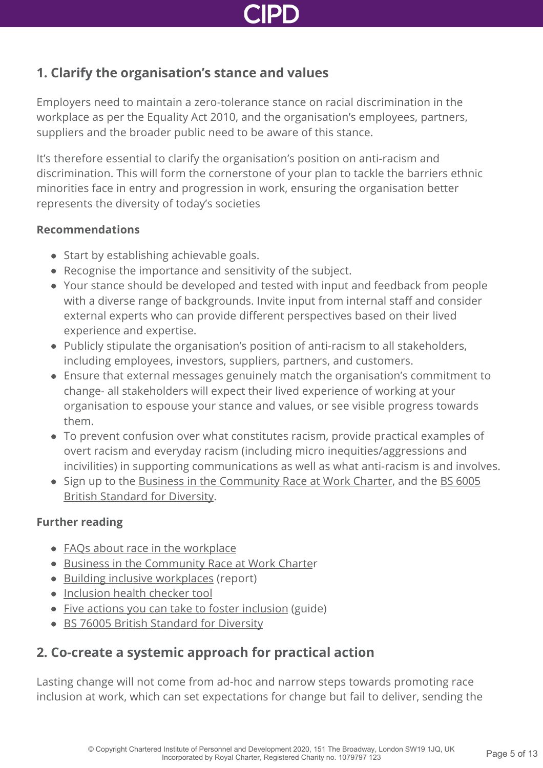## 1. Clarify the organisation's stance and values

Employers need to maintain a zero-tolerance stance on racial discrimination in the workplace as per the Equality Act 2010, and the organisation's employees, partners, suppliers and the broader public need to be aware of this stance.

It's therefore essential to clarify the organisation's position on anti-racism and discrimination. This will form the cornerstone of your plan to tackle the barriers ethnic minorities face in entry and progression in work, ensuring the organisation better represents the diversity of today's societies

### Recommendations

- Start by establishing achievable goals.
- Recognise the importance and sensitivity of the subject.
- Your stance should be developed and tested with input and feedback from people with a diverse range of backgrounds. Invite input from internal staff and consider external experts who can provide different perspectives based on their lived experience and expertise.
- Publicly stipulate the organisation's position of anti-racism to all stakeholders, including employees, investors, suppliers, partners, and customers.
- Ensure that external messages genuinely match the organisation's commitment to change- all stakeholders will expect their lived experience of working at your organisation to espouse your stance and values, or see visible progress towards them.
- To prevent confusion over what constitutes racism, provide practical examples of overt racism and everyday racism (including micro inequities/aggressions and incivilities) in supporting communications as well as what anti-racism is and involves.
- Sign up to the Business in the Community Race at Work Charter, and the BS 6005 British Standard for Diversity.

### Further reading

- FAQs about race in the workplace
- Business in the Community Race at Work Charter
- Building inclusive workplaces (report)
- Inclusion health checker tool
- Five actions you can take to foster inclusion (guide)
- BS 76005 British Standard for Diversity

## 2. Co-create a systemic approach for practical action

Lasting change will not come from ad-hoc and narrow steps towards promoting race inclusion at work, which can set expectations for change but fail to deliver, sending the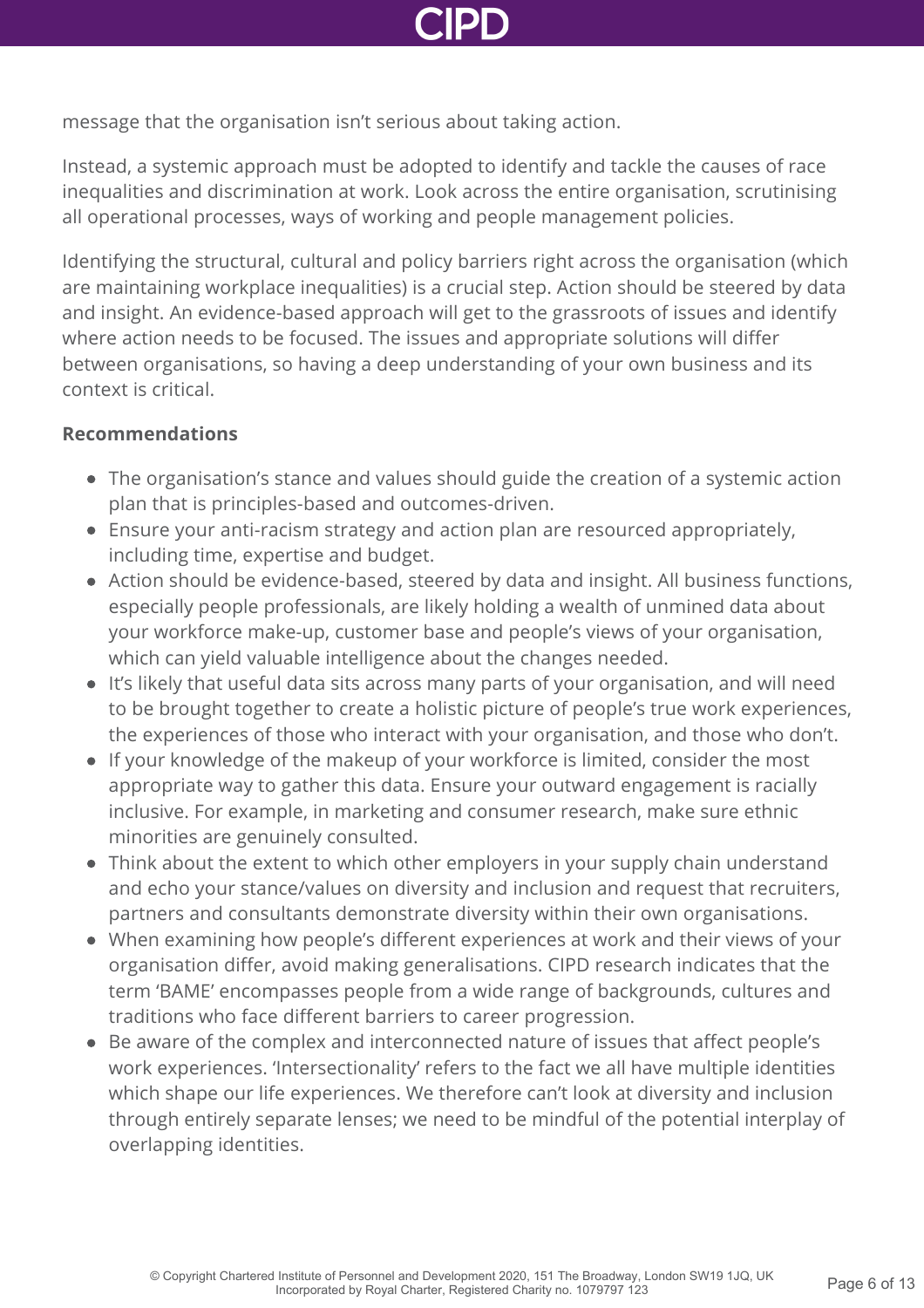message that the organisation isn't serious about taking action.

Instead, a systemic approach must be adopted to identify and tackle the causes of race inequalities and discrimination at work. Look across the entire organisation, scrutinising all operational processes, ways of working and people management policies.

Identifying the structural, cultural and policy barriers right across the organisation (which are maintaining workplace inequalities) is a crucial step. Action should be steered by data and insight. An evidence-based approach will get to the grassroots of issues and identify where action needs to be focused. The issues and appropriate solutions will differ between organisations, so having a deep understanding of your own business and its context is critical.

**Recommendations**

- The organisation's stance and values should guide the creation of a systemic action plan that is principles-based and outcomes-driven.
- Ensure your anti-racism strategy and action plan are resourced appropriately, including time, expertise and budget.
- Action should be evidence-based, steered by data and insight. All business functions, especially people professionals, are likely holding a wealth of unmined data about your workforce make-up, customer base and people's views of your organisation, which can yield valuable intelligence about the changes needed.
- It's likely that useful data sits across many parts of your organisation, and will need to be brought together to create a holistic picture of people's true work experiences, the experiences of those who interact with your organisation, and those who don't.
- If your knowledge of the makeup of your workforce is limited, consider the most appropriate way to gather this data. Ensure your outward engagement is racially inclusive. For example, in marketing and consumer research, make sure ethnic minorities are genuinely consulted.
- Think about the extent to which other employers in your supply chain understand and echo your stance/values on diversity and inclusion and request that recruiters, partners and consultants demonstrate diversity within their own organisations.
- When examining how people's different experiences at work and their views of your organisation differ, avoid making generalisations. CIPD research indicates that the term 'BAME' encompasses people from a wide range of backgrounds, cultures and traditions who face different barriers to career progression.
- Be aware of the complex and interconnected nature of issues that affect people's work experiences. 'Intersectionality' refers to the fact we all have multiple identities which shape our life experiences. We therefore can't look at diversity and inclusion through entirely separate lenses; we need to be mindful of the potential interplay of overlapping identities.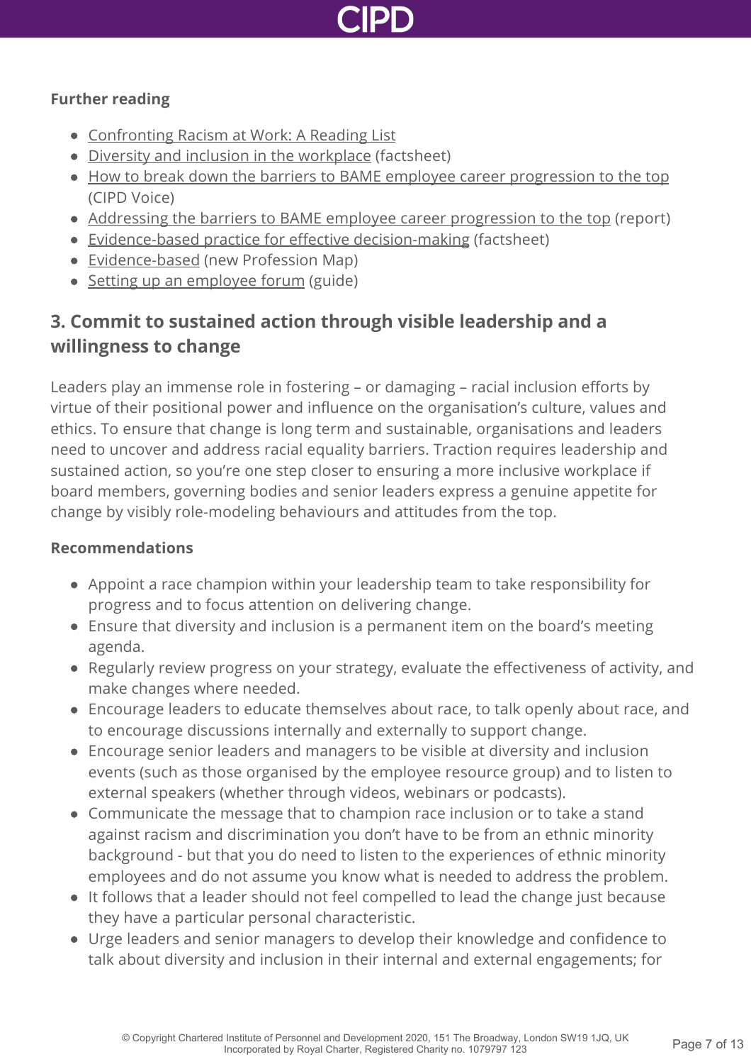**Further reading**

- Confronting Racism at Work: A Reading List
- Diversity and inclusion in the workplace (factsheet)
- How to break down the barriers to BAME employee career progression to the top (CIPD Voice)
- Addressing the barriers to BAME employee career progression to the top (report)
- Evidence-based practice for effective decision-making (factsheet)
- Evidence-based (new Profession Map)
- Setting up an employee forum (guide)

## 3. Commit to sustained action through visible leadership and a willingness to change

Leaders play an immense role in fostering – or damaging – racial inclusion efforts by virtue of their positional power and influence on the organisation's culture, values and ethics. To ensure that change is long term and sustainable, organisations and leaders need to uncover and address racial equality barriers. Traction requires leadership and sustained action, so you're one step closer to ensuring a more inclusive workplace if board members, governing bodies and senior leaders express a genuine appetite for change by visibly role-modeling behaviours and attitudes from the top.

**Recommendations**

- Appoint a race champion within your leadership team to take responsibility for progress and to focus attention on delivering change.
- Ensure that diversity and inclusion is a permanent item on the board's meeting agenda.
- Regularly review progress on your strategy, evaluate the effectiveness of activity, and make changes where needed.
- Encourage leaders to educate themselves about race, to talk openly about race, and to encourage discussions internally and externally to support change.
- Encourage senior leaders and managers to be visible at diversity and inclusion events (such as those organised by the employee resource group) and to listen to external speakers (whether through videos, webinars or podcasts).
- Communicate the message that to champion race inclusion or to take a stand against racism and discrimination you don't have to be from an ethnic minority background - but that you do need to listen to the experiences of ethnic minority employees and do not assume you know what is needed to address the problem.
- It follows that a leader should not feel compelled to lead the change just because they have a particular personal characteristic.
- Urge leaders and senior managers to develop their knowledge and confidence to talk about diversity and inclusion in their internal and external engagements; for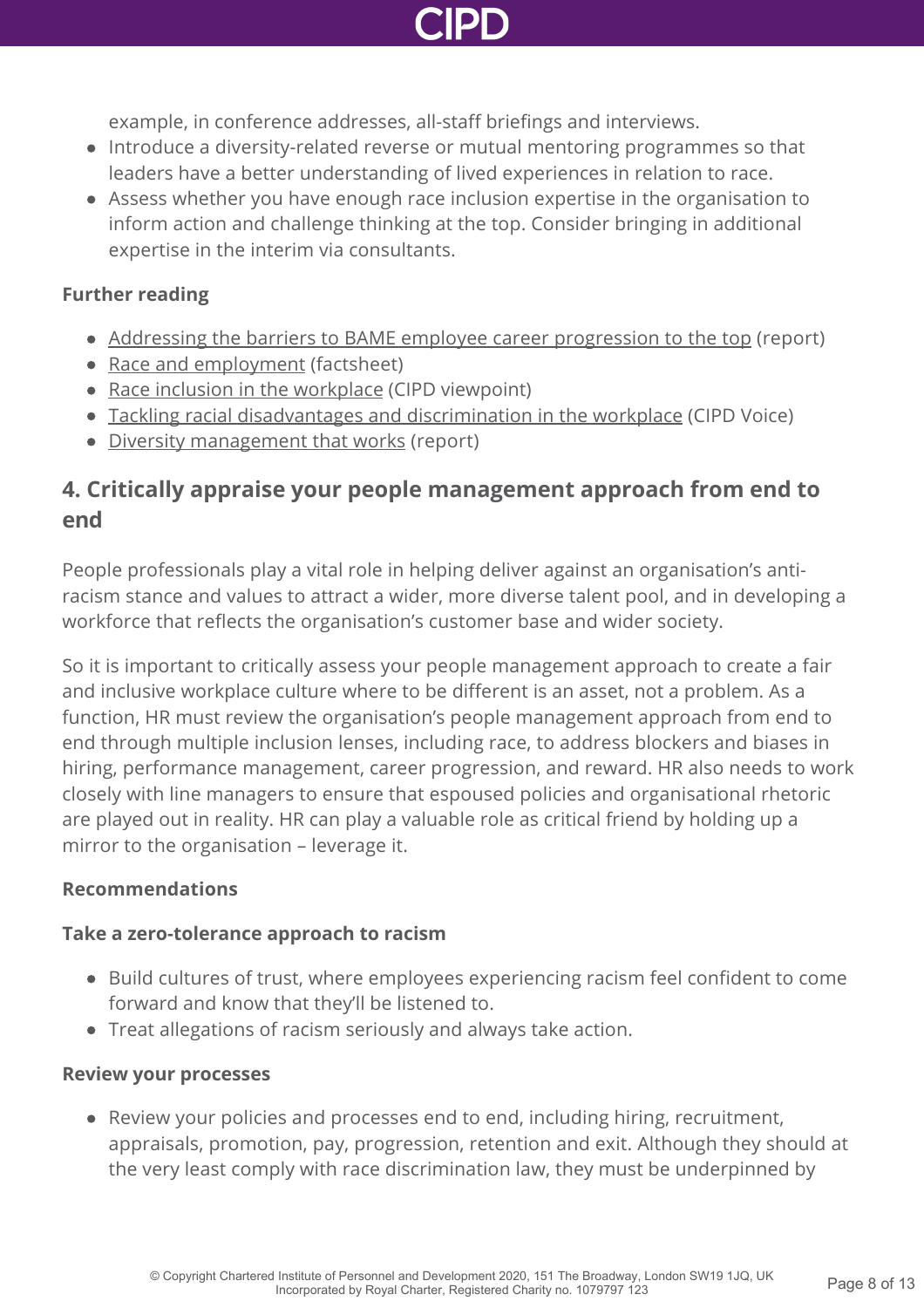example, in conference addresses, all-staff briefings and interviews.

- Introduce a diversity-related reverse or mutual mentoring programmes so that leaders have a better understanding of lived experiences in relation to race.
- Assess whether you have enough race inclusion expertise in the organisation to inform action and challenge thinking at the top. Consider bringing in additional expertise in the interim via consultants.

**Further reading**

- Addressing the barriers to BAME employee career progression to the top (report)
- Race and employment (factsheet)
- Race inclusion in the workplace (CIPD viewpoint)
- Tackling racial disadvantages and discrimination in the workplace (CIPD Voice)
- Diversity management that works (report)

## 4. Critically appraise your people management approach from end to end

People professionals play a vital role in helping deliver against an organisation's anti-racism stance and values to attract a wider, more diverse talent pool, and in developing a workforce that reflects the organisation's customer base and wider society.

So it is important to critically assess your people management approach to create a fair and inclusive workplace culture where to be different is an asset, not a problem. As a function, HR must review the organisation's people management approach from end to end through multiple inclusion lenses, including race, to address blockers and biases in hiring, performance management, career progression, and reward. HR also needs to work closely with line managers to ensure that espoused policies and organisational rhetoric are played out in reality. HR can play a valuable role as critical friend by holding up a mirror to the organisation – leverage it.

**Recommendations**

**Take a zero-tolerance approach to racism**

- Build cultures of trust, where employees experiencing racism feel confident to come forward and know that they'll be listened to.
- Treat allegations of racism seriously and always take action.

**Review your processes**

- Review your policies and processes end to end, including hiring, recruitment, appraisals, promotion, pay, progression, retention and exit. Although they should at the very least comply with race discrimination law, they must be underpinned by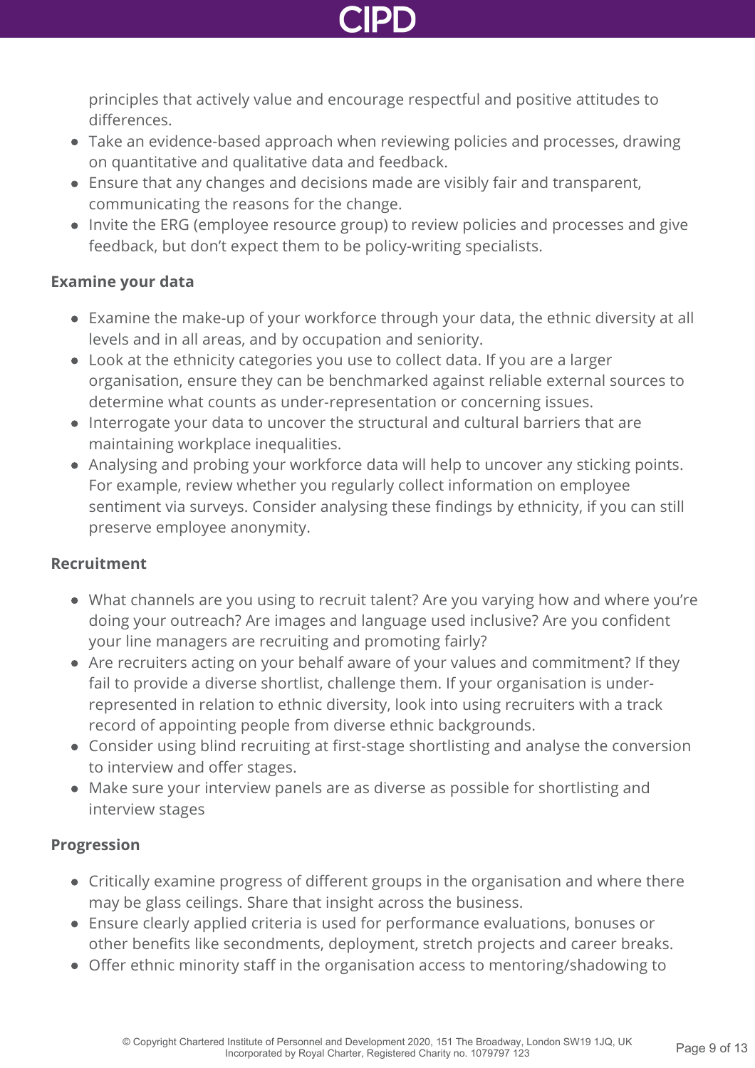principles that actively value and encourage respectful and positive attitudes to differences.

- Take an evidence-based approach when reviewing policies and processes, drawing on quantitative and qualitative data and feedback.
- Ensure that any changes and decisions made are visibly fair and transparent, communicating the reasons for the change.
- Invite the ERG (employee resource group) to review policies and processes and give feedback, but don't expect them to be policy-writing specialists.

**Examine your data**

- Examine the make-up of your workforce through your data, the ethnic diversity at all levels and in all areas, and by occupation and seniority.
- Look at the ethnicity categories you use to collect data. If you are a larger organisation, ensure they can be benchmarked against reliable external sources to determine what counts as under-representation or concerning issues.
- Interrogate your data to uncover the structural and cultural barriers that are maintaining workplace inequalities.
- Analysing and probing your workforce data will help to uncover any sticking points. For example, review whether you regularly collect information on employee sentiment via surveys. Consider analysing these findings by ethnicity, if you can still preserve employee anonymity.

**Recruitment**

- What channels are you using to recruit talent? Are you varying how and where you're doing your outreach? Are images and language used inclusive? Are you confident your line managers are recruiting and promoting fairly?
- Are recruiters acting on your behalf aware of your values and commitment? If they fail to provide a diverse shortlist, challenge them. If your organisation is under-represented in relation to ethnic diversity, look into using recruiters with a track record of appointing people from diverse ethnic backgrounds.
- Consider using blind recruiting at first-stage shortlisting and analyse the conversion to interview and offer stages.
- Make sure your interview panels are as diverse as possible for shortlisting and interview stages

**Progression**

- Critically examine progress of different groups in the organisation and where there may be glass ceilings. Share that insight across the business.
- Ensure clearly applied criteria is used for performance evaluations, bonuses or other benefits like secondments, deployment, stretch projects and career breaks.
- Offer ethnic minority staff in the organisation access to mentoring/shadowing to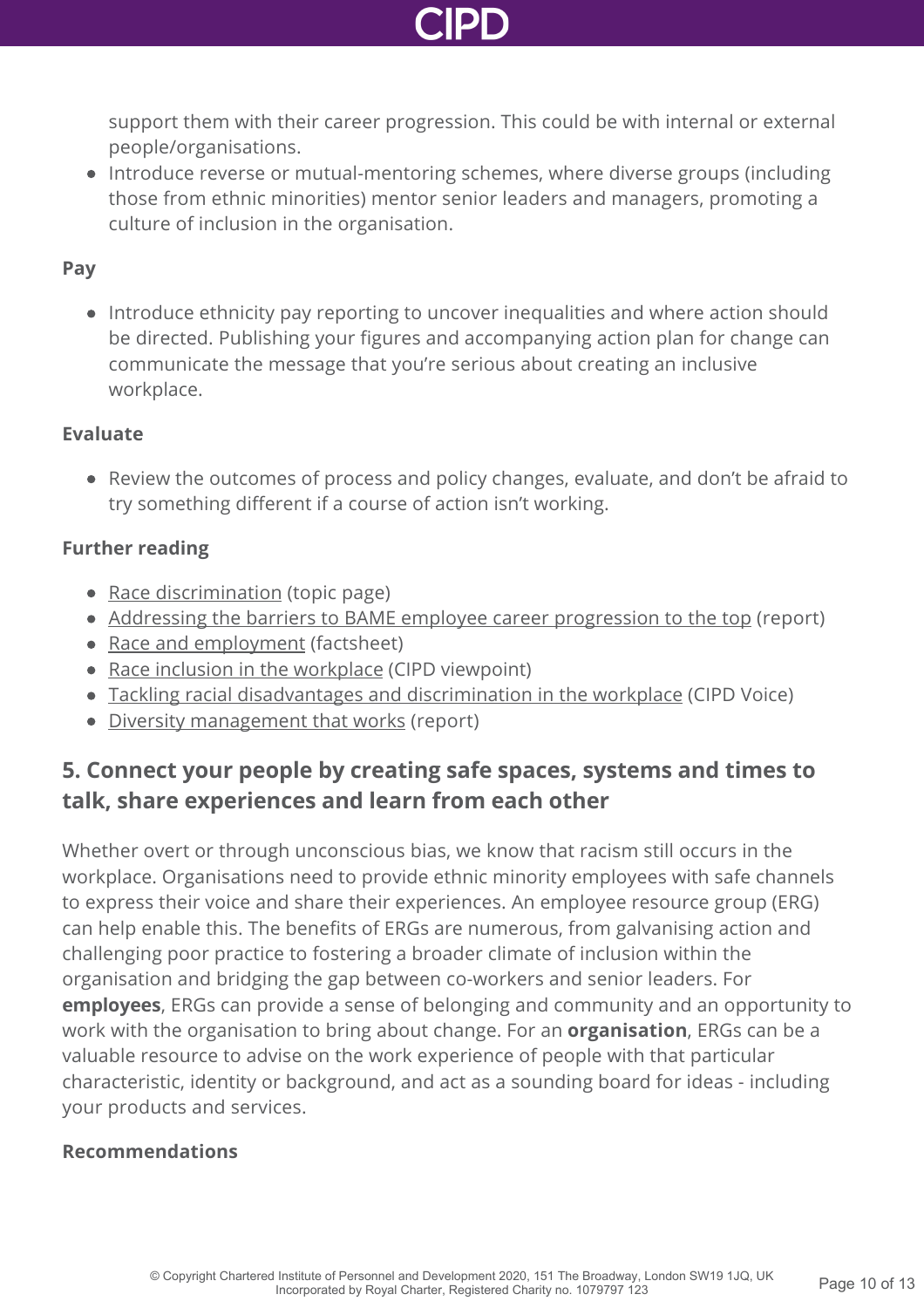support them with their career progression. This could be with internal or external people/organisations.

- Introduce reverse or mutual-mentoring schemes, where diverse groups (including those from ethnic minorities) mentor senior leaders and managers, promoting a culture of inclusion in the organisation.

**Pay**

- Introduce ethnicity pay reporting to uncover inequalities and where action should be directed. Publishing your figures and accompanying action plan for change can communicate the message that you're serious about creating an inclusive workplace.

**Evaluate**

- Review the outcomes of process and policy changes, evaluate, and don't be afraid to try something different if a course of action isn't working.

**Further reading**

- Race discrimination (topic page)
- Addressing the barriers to BAME employee career progression to the top (report)
- Race and employment (factsheet)
- Race inclusion in the workplace (CIPD viewpoint)
- Tackling racial disadvantages and discrimination in the workplace (CIPD Voice)
- Diversity management that works (report)

## 5. Connect your people by creating safe spaces, systems and times to talk, share experiences and learn from each other

Whether overt or through unconscious bias, we know that racism still occurs in the workplace. Organisations need to provide ethnic minority employees with safe channels to express their voice and share their experiences. An employee resource group (ERG) can help enable this. The benefits of ERGs are numerous, from galvanising action and challenging poor practice to fostering a broader climate of inclusion within the organisation and bridging the gap between co-workers and senior leaders. For **employees**, ERGs can provide a sense of belonging and community and an opportunity to work with the organisation to bring about change. For an **organisation**, ERGs can be a valuable resource to advise on the work experience of people with that particular characteristic, identity or background, and act as a sounding board for ideas - including your products and services.

**Recommendations**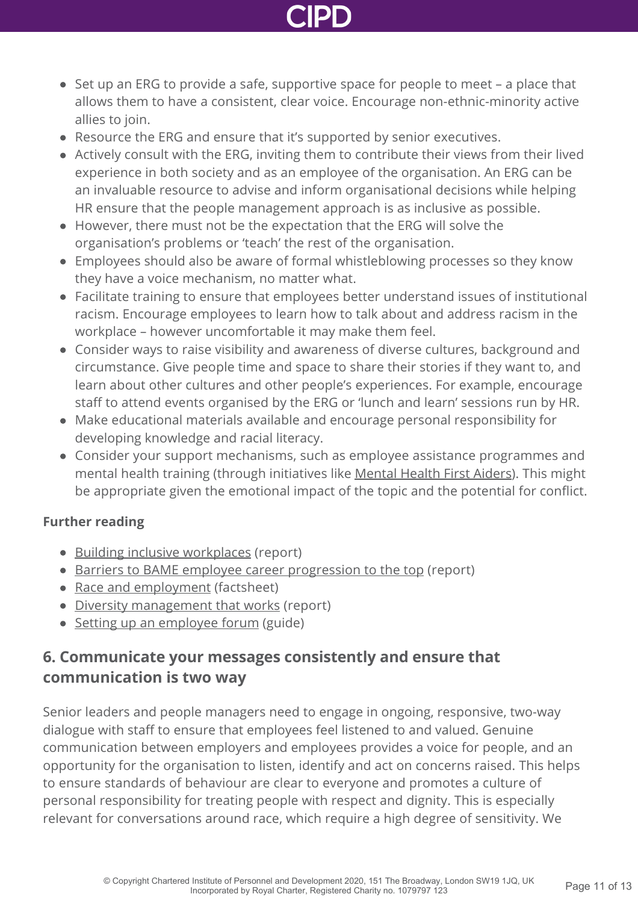- Set up an ERG to provide a safe, supportive space for people to meet – a place that allows them to have a consistent, clear voice. Encourage non-ethnic-minority active allies to join.
- Resource the ERG and ensure that it's supported by senior executives.
- Actively consult with the ERG, inviting them to contribute their views from their lived experience in both society and as an employee of the organisation. An ERG can be an invaluable resource to advise and inform organisational decisions while helping HR ensure that the people management approach is as inclusive as possible.
- However, there must not be the expectation that the ERG will solve the organisation's problems or 'teach' the rest of the organisation.
- Employees should also be aware of formal whistleblowing processes so they know they have a voice mechanism, no matter what.
- Facilitate training to ensure that employees better understand issues of institutional racism. Encourage employees to learn how to talk about and address racism in the workplace – however uncomfortable it may make them feel.
- Consider ways to raise visibility and awareness of diverse cultures, background and circumstance. Give people time and space to share their stories if they want to, and learn about other cultures and other people's experiences. For example, encourage staff to attend events organised by the ERG or 'lunch and learn' sessions run by HR.
- Make educational materials available and encourage personal responsibility for developing knowledge and racial literacy.
- Consider your support mechanisms, such as employee assistance programmes and mental health training (through initiatives like Mental Health First Aiders). This might be appropriate given the emotional impact of the topic and the potential for conflict.

**Further reading**

- Building inclusive workplaces (report)
- Barriers to BAME employee career progression to the top (report)
- Race and employment (factsheet)
- Diversity management that works (report)
- Setting up an employee forum (guide)

## 6. Communicate your messages consistently and ensure that communication is two way

Senior leaders and people managers need to engage in ongoing, responsive, two-way dialogue with staff to ensure that employees feel listened to and valued. Genuine communication between employers and employees provides a voice for people, and an opportunity for the organisation to listen, identify and act on concerns raised. This helps to ensure standards of behaviour are clear to everyone and promotes a culture of personal responsibility for treating people with respect and dignity. This is especially relevant for conversations around race, which require a high degree of sensitivity. We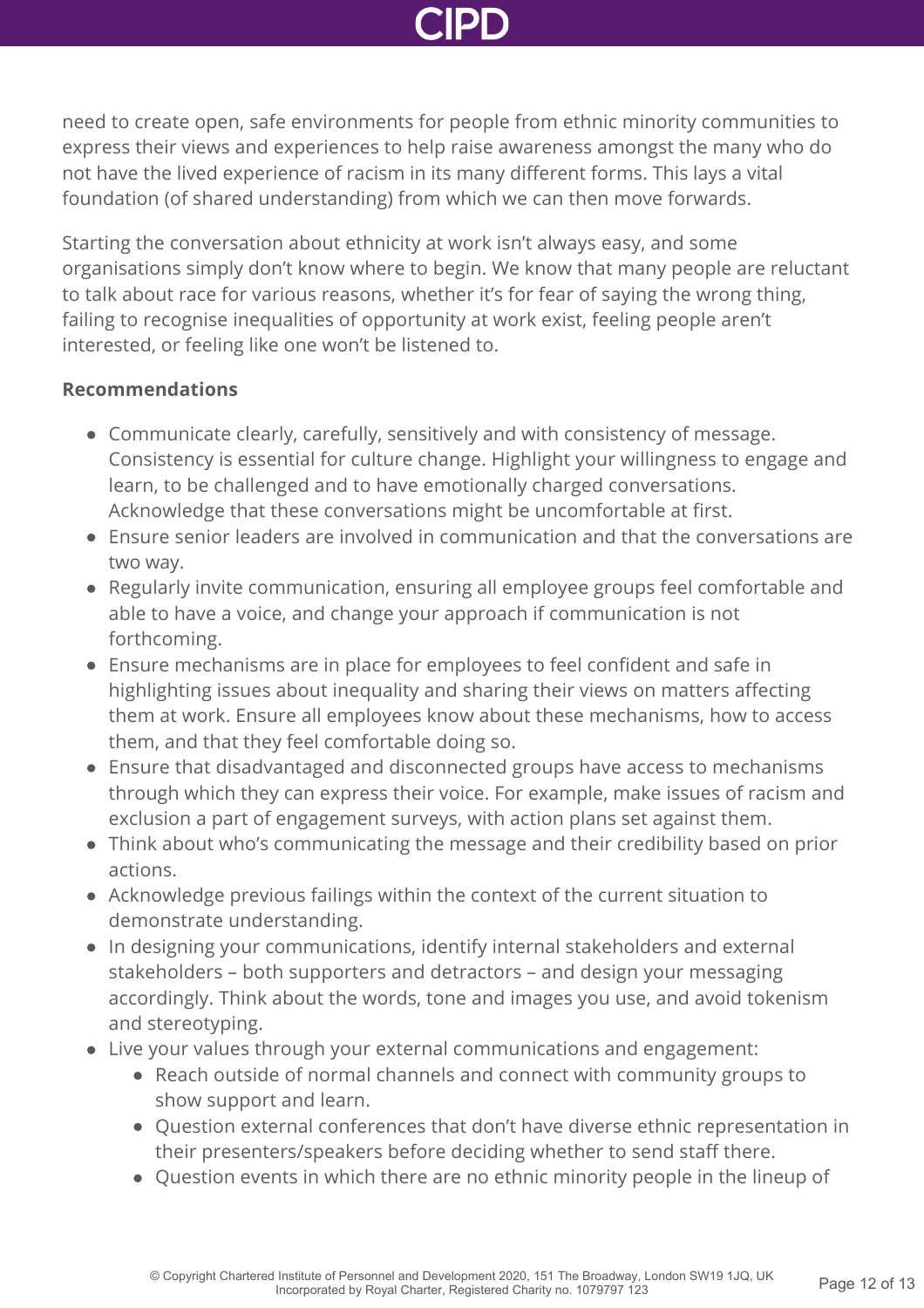need to create open, safe environments for people from ethnic minority communities to express their views and experiences to help raise awareness amongst the many who do not have the lived experience of racism in its many different forms. This lays a vital foundation (of shared understanding) from which we can then move forwards.

Starting the conversation about ethnicity at work isn't always easy, and some organisations simply don't know where to begin. We know that many people are reluctant to talk about race for various reasons, whether it's for fear of saying the wrong thing, failing to recognise inequalities of opportunity at work exist, feeling people aren't interested, or feeling like one won't be listened to.

**Recommendations**

- Communicate clearly, carefully, sensitively and with consistency of message. Consistency is essential for culture change. Highlight your willingness to engage and learn, to be challenged and to have emotionally charged conversations. Acknowledge that these conversations might be uncomfortable at first.
- Ensure senior leaders are involved in communication and that the conversations are two way.
- Regularly invite communication, ensuring all employee groups feel comfortable and able to have a voice, and change your approach if communication is not forthcoming.
- Ensure mechanisms are in place for employees to feel confident and safe in highlighting issues about inequality and sharing their views on matters affecting them at work. Ensure all employees know about these mechanisms, how to access them, and that they feel comfortable doing so.
- Ensure that disadvantaged and disconnected groups have access to mechanisms through which they can express their voice. For example, make issues of racism and exclusion a part of engagement surveys, with action plans set against them.
- Think about who's communicating the message and their credibility based on prior actions.
- Acknowledge previous failings within the context of the current situation to demonstrate understanding.
- In designing your communications, identify internal stakeholders and external stakeholders – both supporters and detractors – and design your messaging accordingly. Think about the words, tone and images you use, and avoid tokenism and stereotyping.
- Live your values through your external communications and engagement:
  - Reach outside of normal channels and connect with community groups to show support and learn.
  - Question external conferences that don't have diverse ethnic representation in their presenters/speakers before deciding whether to send staff there.
  - Question events in which there are no ethnic minority people in the lineup of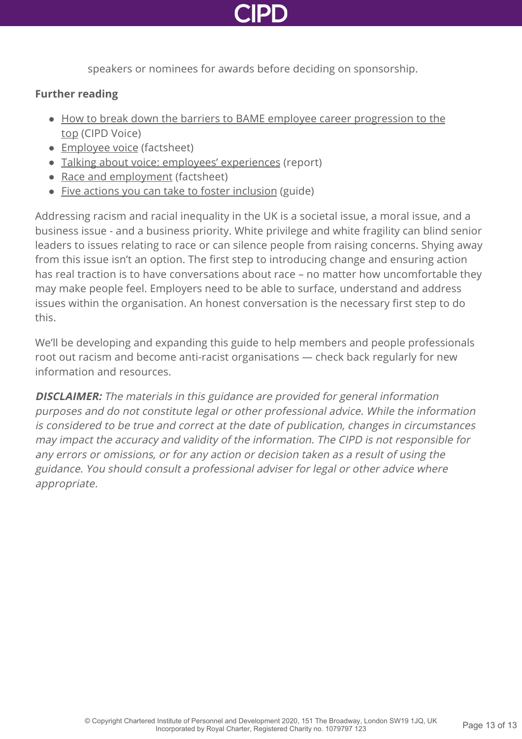speakers or nominees for awards before deciding on sponsorship.

**Further reading**

- How to break down the barriers to BAME employee career progression to the top (CIPD Voice)
- Employee voice (factsheet)
- Talking about voice: employees' experiences (report)
- Race and employment (factsheet)
- Five actions you can take to foster inclusion (guide)

Addressing racism and racial inequality in the UK is a societal issue, a moral issue, and a business issue - and a business priority. White privilege and white fragility can blind senior leaders to issues relating to race or can silence people from raising concerns. Shying away from this issue isn't an option. The first step to introducing change and ensuring action has real traction is to have conversations about race – no matter how uncomfortable they may make people feel. Employers need to be able to surface, understand and address issues within the organisation. An honest conversation is the necessary first step to do this.

We'll be developing and expanding this guide to help members and people professionals root out racism and become anti-racist organisations — check back regularly for new information and resources.

***DISCLAIMER:*** *The materials in this guidance are provided for general information purposes and do not constitute legal or other professional advice. While the information is considered to be true and correct at the date of publication, changes in circumstances may impact the accuracy and validity of the information. The CIPD is not responsible for any errors or omissions, or for any action or decision taken as a result of using the guidance. You should consult a professional adviser for legal or other advice where appropriate.*